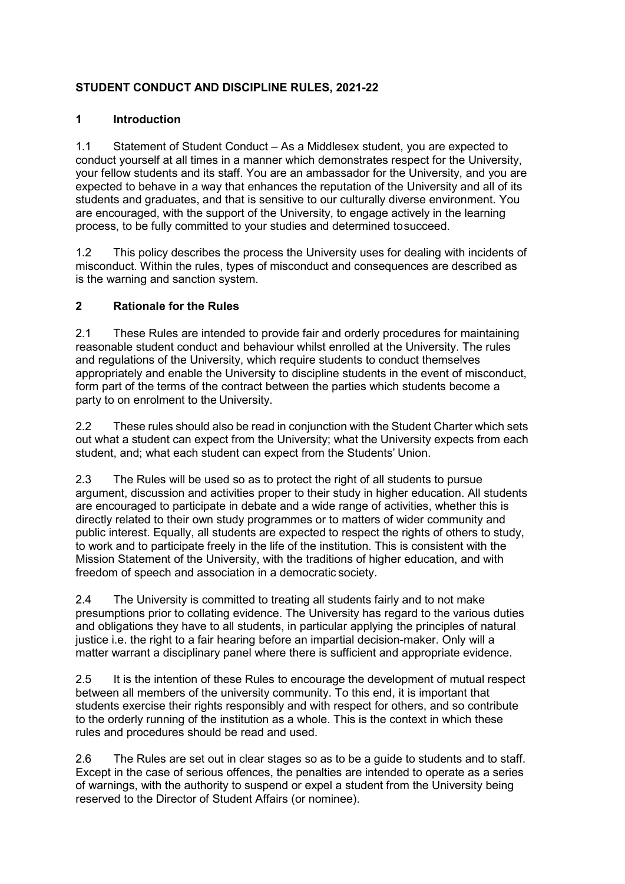# STUDENT CONDUCT AND DISCIPLINE RULES, 2021-22

## 1 Introduction

1.1 Statement of Student Conduct – As a Middlesex student, you are expected to conduct yourself at all times in a manner which demonstrates respect for the University, your fellow students and its staff. You are an ambassador for the University, and you are expected to behave in a way that enhances the reputation of the University and all of its students and graduates, and that is sensitive to our culturally diverse environment. You are encouraged, with the support of the University, to engage actively in the learning process, to be fully committed to your studies and determined tosucceed.

1.2 This policy describes the process the University uses for dealing with incidents of misconduct. Within the rules, types of misconduct and consequences are described as is the warning and sanction system.

## 2 Rationale for the Rules

2.1 These Rules are intended to provide fair and orderly procedures for maintaining reasonable student conduct and behaviour whilst enrolled at the University. The rules and regulations of the University, which require students to conduct themselves appropriately and enable the University to discipline students in the event of misconduct, form part of the terms of the contract between the parties which students become a party to on enrolment to the University.

2.2 These rules should also be read in conjunction with the Student Charter which sets out what a student can expect from the University; what the University expects from each student, and; what each student can expect from the Students' Union.

2.3 The Rules will be used so as to protect the right of all students to pursue argument, discussion and activities proper to their study in higher education. All students are encouraged to participate in debate and a wide range of activities, whether this is directly related to their own study programmes or to matters of wider community and public interest. Equally, all students are expected to respect the rights of others to study, to work and to participate freely in the life of the institution. This is consistent with the Mission Statement of the University, with the traditions of higher education, and with freedom of speech and association in a democratic society.

2.4 The University is committed to treating all students fairly and to not make presumptions prior to collating evidence. The University has regard to the various duties and obligations they have to all students, in particular applying the principles of natural justice i.e. the right to a fair hearing before an impartial decision-maker. Only will a matter warrant a disciplinary panel where there is sufficient and appropriate evidence.

2.5 It is the intention of these Rules to encourage the development of mutual respect between all members of the university community. To this end, it is important that students exercise their rights responsibly and with respect for others, and so contribute to the orderly running of the institution as a whole. This is the context in which these rules and procedures should be read and used.

2.6 The Rules are set out in clear stages so as to be a guide to students and to staff. Except in the case of serious offences, the penalties are intended to operate as a series of warnings, with the authority to suspend or expel a student from the University being reserved to the Director of Student Affairs (or nominee).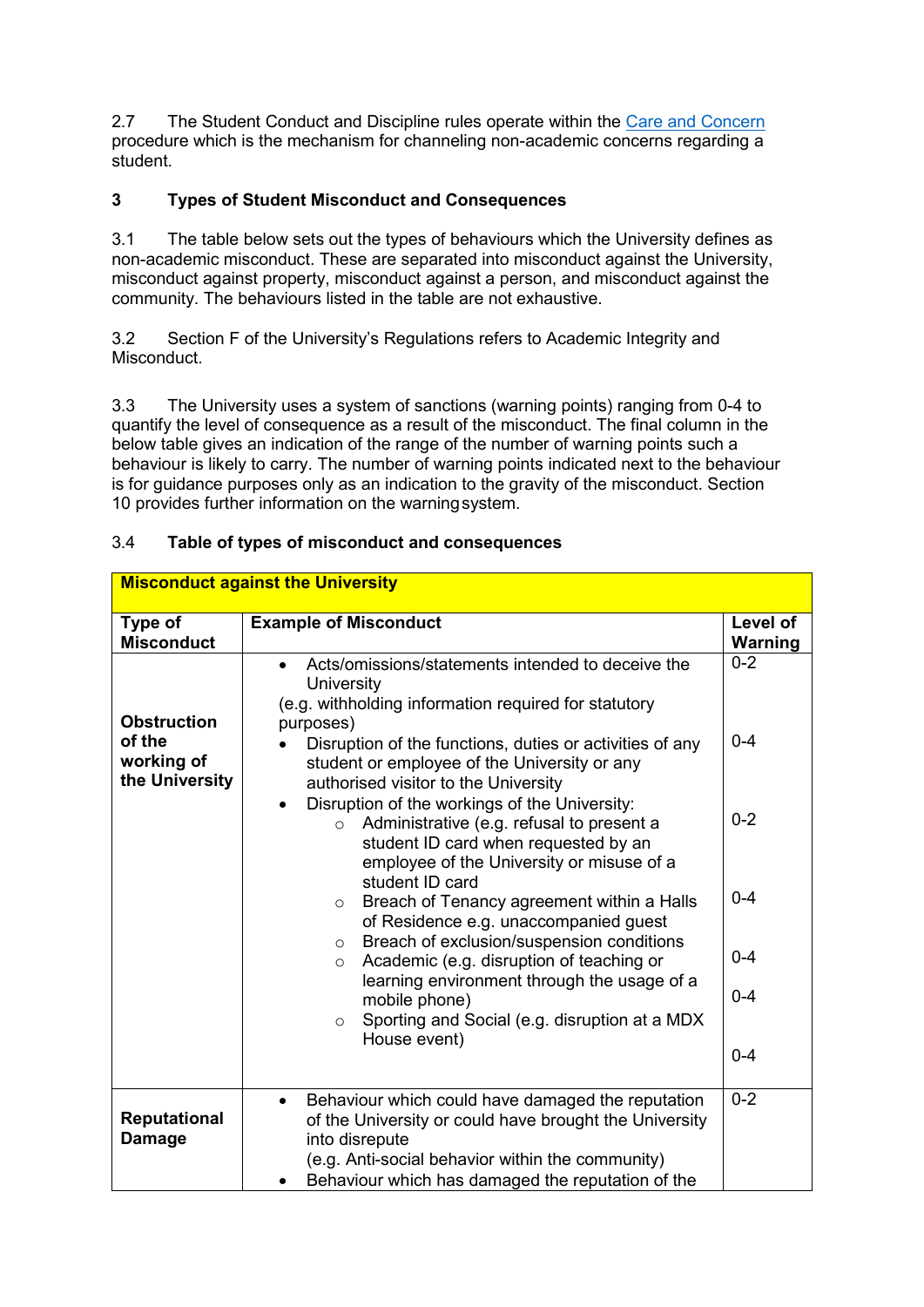2.7 The Student Conduct and Discipline rules operate within the Care and Concern procedure which is the mechanism for channeling non-academic concerns regarding a student.

## 3 Types of Student Misconduct and Consequences

3.1 The table below sets out the types of behaviours which the University defines as non-academic misconduct. These are separated into misconduct against the University, misconduct against property, misconduct against a person, and misconduct against the community. The behaviours listed in the table are not exhaustive.

3.2 Section F of the University's Regulations refers to Academic Integrity and Misconduct.

3.3 The University uses a system of sanctions (warning points) ranging from 0-4 to quantify the level of consequence as a result of the misconduct. The final column in the below table gives an indication of the range of the number of warning points such a behaviour is likely to carry. The number of warning points indicated next to the behaviour is for guidance purposes only as an indication to the gravity of the misconduct. Section 10 provides further information on the warning system.

### 3.4 Table of types of misconduct and consequences

| **Misconduct against the University** | | |
|---|---|---|
| **Type of Misconduct** | **Example of Misconduct** | **Level of Warning** |
| **Obstruction of the working of the University** | • Acts/omissions/statements intended to deceive the University (e.g. withholding information required for statutory purposes) | 0-2 |
| | • Disruption of the functions, duties or activities of any student or employee of the University or any authorised visitor to the University | 0-4 |
| | • Disruption of the workings of the University: | |
| | ○ Administrative (e.g. refusal to present a student ID card when requested by an employee of the University or misuse of a student ID card | 0-2 |
| | ○ Breach of Tenancy agreement within a Halls of Residence e.g. unaccompanied guest | 0-4 |
| | ○ Breach of exclusion/suspension conditions | 0-4 |
| | ○ Academic (e.g. disruption of teaching or learning environment through the usage of a mobile phone) | 0-4 |
| | ○ Sporting and Social (e.g. disruption at a MDX House event) | 0-4 |
| **Reputational Damage** | • Behaviour which could have damaged the reputation of the University or could have brought the University into disrepute (e.g. Anti-social behavior within the community) | 0-2 |
| | • Behaviour which has damaged the reputation of the | |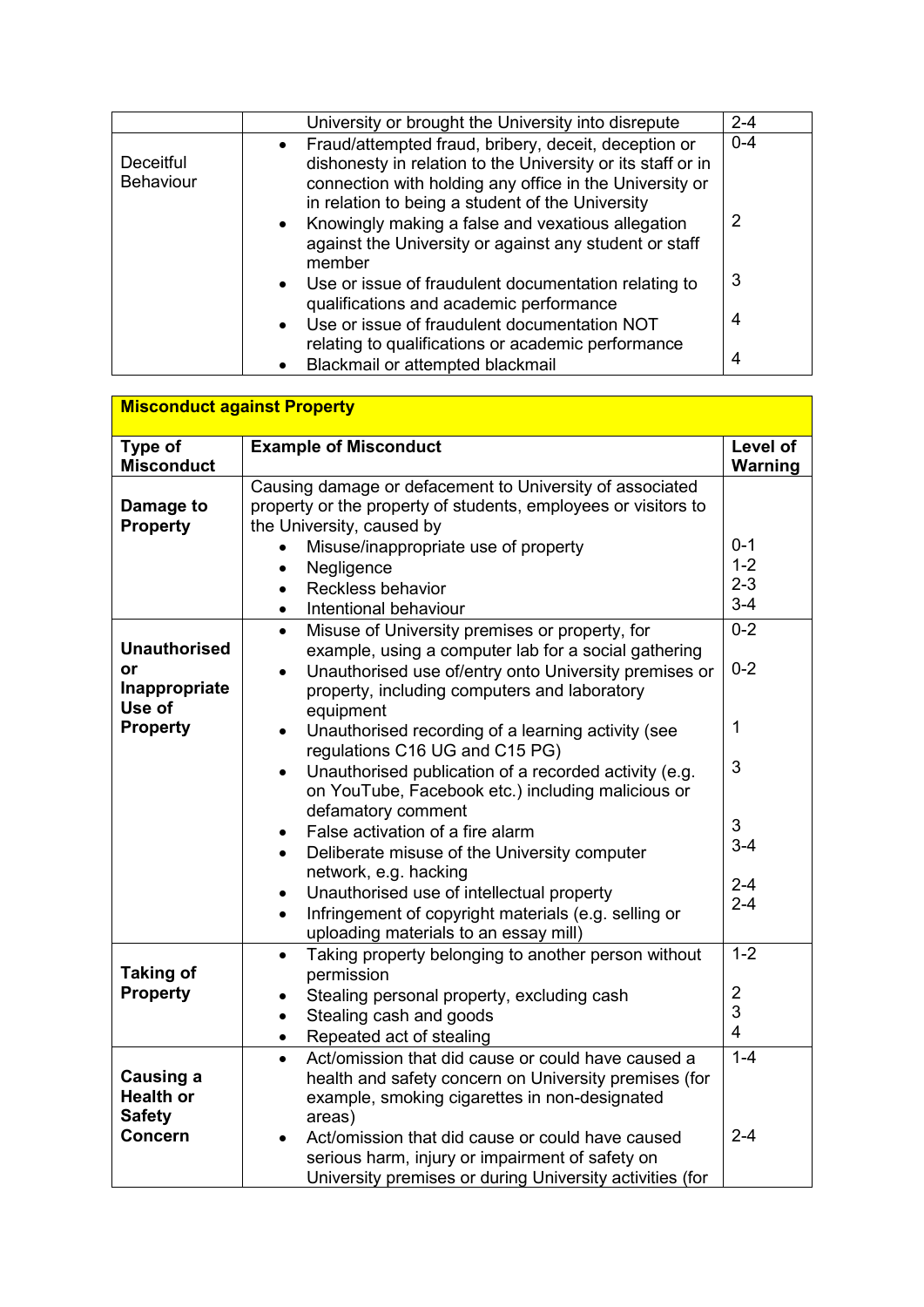| | | |
|---|---|---|
| | University or brought the University into disrepute | 2-4 |
| Deceitful Behaviour | • Fraud/attempted fraud, bribery, deceit, deception or dishonesty in relation to the University or its staff or in connection with holding any office in the University or in relation to being a student of the University<br>• Knowingly making a false and vexatious allegation against the University or against any student or staff member<br>• Use or issue of fraudulent documentation relating to qualifications and academic performance<br>• Use or issue of fraudulent documentation NOT relating to qualifications or academic performance<br>• Blackmail or attempted blackmail | 0-4<br><br>2<br><br>3<br><br>4<br><br>4 |

| **Misconduct against Property** | | |
|---|---|---|
| **Type of Misconduct** | **Example of Misconduct** | **Level of Warning** |
| **Damage to Property** | Causing damage or defacement to University of associated property or the property of students, employees or visitors to the University, caused by<br>• Misuse/inappropriate use of property<br>• Negligence<br>• Reckless behavior<br>• Intentional behaviour | <br><br>0-1<br>1-2<br>2-3<br>3-4 |
| **Unauthorised or Inappropriate Use of Property** | • Misuse of University premises or property, for example, using a computer lab for a social gathering<br>• Unauthorised use of/entry onto University premises or property, including computers and laboratory equipment<br>• Unauthorised recording of a learning activity (see regulations C16 UG and C15 PG)<br>• Unauthorised publication of a recorded activity (e.g. on YouTube, Facebook etc.) including malicious or defamatory comment<br>• False activation of a fire alarm<br>• Deliberate misuse of the University computer network, e.g. hacking<br>• Unauthorised use of intellectual property<br>• Infringement of copyright materials (e.g. selling or uploading materials to an essay mill) | 0-2<br><br>0-2<br><br>1<br><br>3<br><br>3<br>3-4<br><br>2-4<br>2-4 |
| **Taking of Property** | • Taking property belonging to another person without permission<br>• Stealing personal property, excluding cash<br>• Stealing cash and goods<br>• Repeated act of stealing | 1-2<br><br>2<br>3<br>4 |
| **Causing a Health or Safety Concern** | • Act/omission that did cause or could have caused a health and safety concern on University premises (for example, smoking cigarettes in non-designated areas)<br>• Act/omission that did cause or could have caused serious harm, injury or impairment of safety on University premises or during University activities (for | 1-4<br><br>2-4 |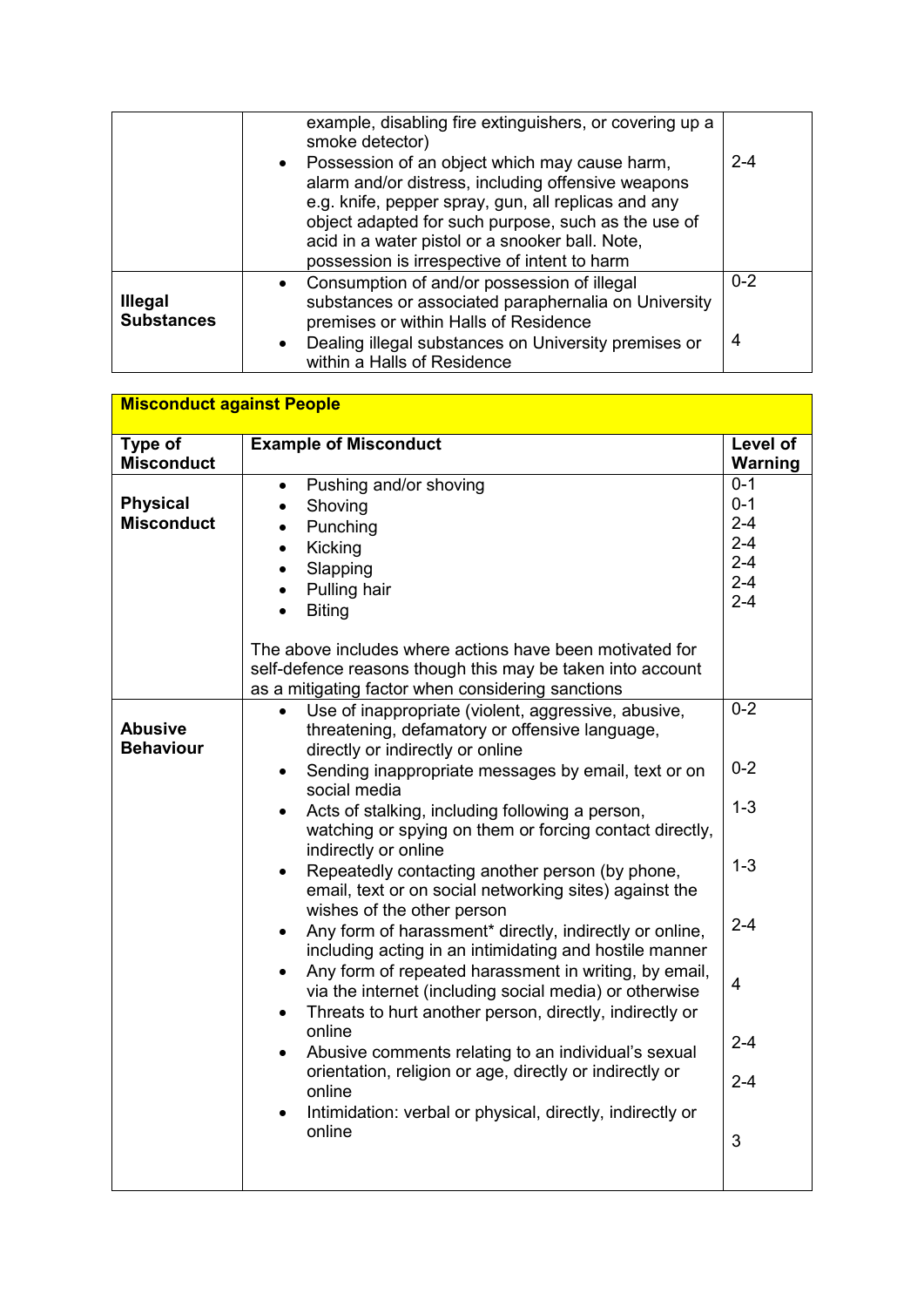| | | |
|---|---|---|
| | example, disabling fire extinguishers, or covering up a smoke detector)<br>• Possession of an object which may cause harm, alarm and/or distress, including offensive weapons e.g. knife, pepper spray, gun, all replicas and any object adapted for such purpose, such as the use of acid in a water pistol or a snooker ball. Note, possession is irrespective of intent to harm | 2-4 |
| **Illegal Substances** | • Consumption of and/or possession of illegal substances or associated paraphernalia on University premises or within Halls of Residence<br>• Dealing illegal substances on University premises or within a Halls of Residence | 0-2<br><br>4 |

| **Misconduct against People** | | |
|---|---|---|
| **Type of Misconduct** | **Example of Misconduct** | **Level of Warning** |
| **Physical Misconduct** | • Pushing and/or shoving<br>• Shoving<br>• Punching<br>• Kicking<br>• Slapping<br>• Pulling hair<br>• Biting<br><br>The above includes where actions have been motivated for self-defence reasons though this may be taken into account as a mitigating factor when considering sanctions | 0-1<br>0-1<br>2-4<br>2-4<br>2-4<br>2-4<br>2-4 |
| **Abusive Behaviour** | • Use of inappropriate (violent, aggressive, abusive, threatening, defamatory or offensive language, directly or indirectly or online<br>• Sending inappropriate messages by email, text or on social media<br>• Acts of stalking, including following a person, watching or spying on them or forcing contact directly, indirectly or online<br>• Repeatedly contacting another person (by phone, email, text or on social networking sites) against the wishes of the other person<br>• Any form of harassment* directly, indirectly or online, including acting in an intimidating and hostile manner<br>• Any form of repeated harassment in writing, by email, via the internet (including social media) or otherwise<br>• Threats to hurt another person, directly, indirectly or online<br>• Abusive comments relating to an individual's sexual orientation, religion or age, directly or indirectly or online<br>• Intimidation: verbal or physical, directly, indirectly or online | 0-2<br><br>0-2<br><br>1-3<br><br>1-3<br><br>2-4<br><br>4<br><br>2-4<br><br>2-4<br><br>3 |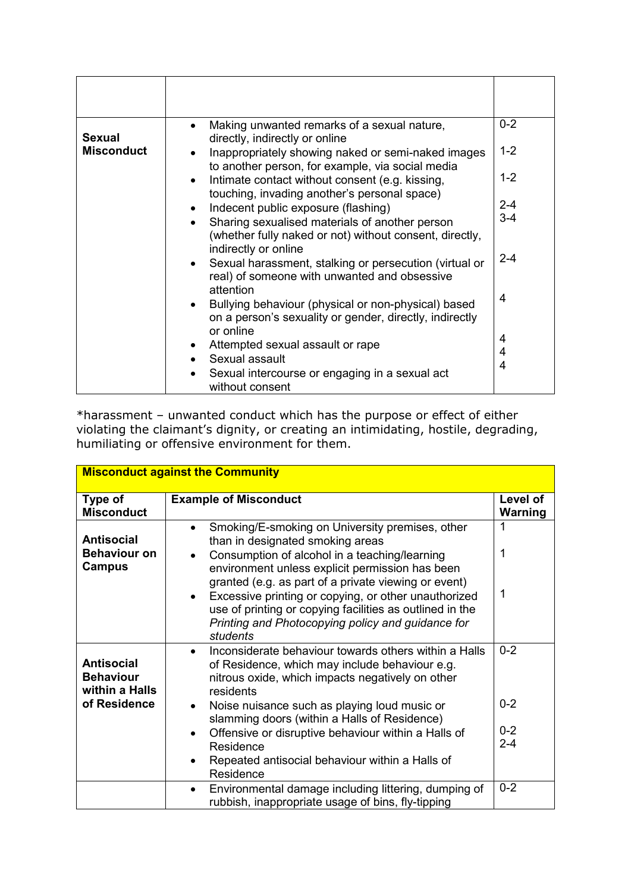| | | |
|---|---|---|
| **Sexual Misconduct** | <ul><li>Making unwanted remarks of a sexual nature, directly, indirectly or online</li><li>Inappropriately showing naked or semi-naked images to another person, for example, via social media</li><li>Intimate contact without consent (e.g. kissing, touching, invading another's personal space)</li><li>Indecent public exposure (flashing)</li><li>Sharing sexualised materials of another person (whether fully naked or not) without consent, directly, indirectly or online</li><li>Sexual harassment, stalking or persecution (virtual or real) of someone with unwanted and obsessive attention</li><li>Bullying behaviour (physical or non-physical) based on a person's sexuality or gender, directly, indirectly or online</li><li>Attempted sexual assault or rape</li><li>Sexual assault</li><li>Sexual intercourse or engaging in a sexual act without consent</li></ul> | 0-2<br>1-2<br>1-2<br>2-4<br>3-4<br>2-4<br>4<br>4<br>4<br>4 |

*harassment – unwanted conduct which has the purpose or effect of either violating the claimant's dignity, or creating an intimidating, hostile, degrading, humiliating or offensive environment for them.

| **Misconduct against the Community** | | |
|---|---|---|
| **Type of Misconduct** | **Example of Misconduct** | **Level of Warning** |
| **Antisocial Behaviour on Campus** | <ul><li>Smoking/E-smoking on University premises, other than in designated smoking areas</li><li>Consumption of alcohol in a teaching/learning environment unless explicit permission has been granted (e.g. as part of a private viewing or event)</li><li>Excessive printing or copying, or other unauthorized use of printing or copying facilities as outlined in the *Printing and Photocopying policy and guidance for students*</li></ul> | 1<br>1<br>1 |
| **Antisocial Behaviour within a Halls of Residence** | <ul><li>Inconsiderate behaviour towards others within a Halls of Residence, which may include behaviour e.g. nitrous oxide, which impacts negatively on other residents</li><li>Noise nuisance such as playing loud music or slamming doors (within a Halls of Residence)</li><li>Offensive or disruptive behaviour within a Halls of Residence</li><li>Repeated antisocial behaviour within a Halls of Residence</li></ul> | 0-2<br>0-2<br>0-2<br>2-4 |
| | <ul><li>Environmental damage including littering, dumping of rubbish, inappropriate usage of bins, fly-tipping</li></ul> | 0-2 |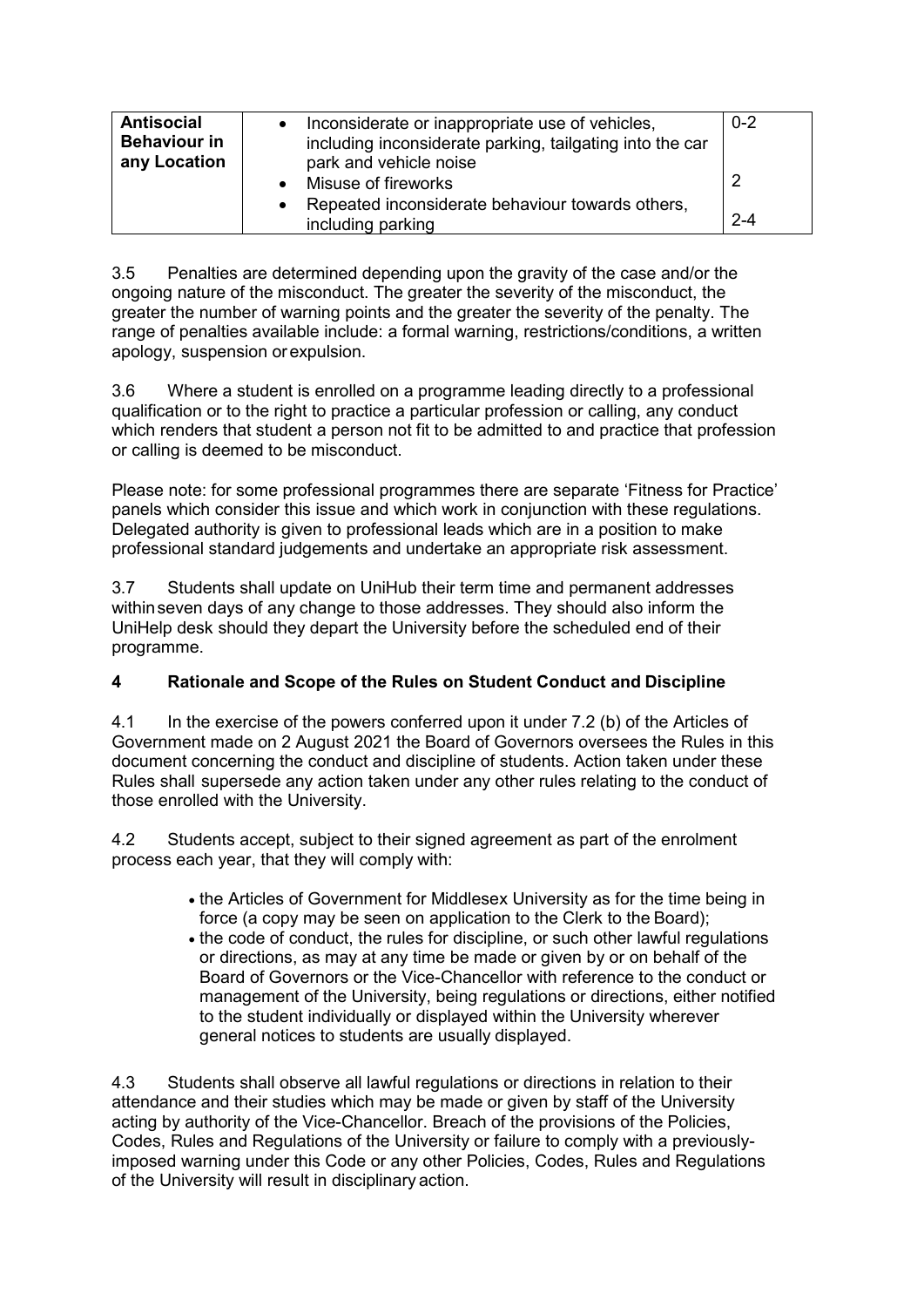| Antisocial Behaviour in any Location | • Inconsiderate or inappropriate use of vehicles, including inconsiderate parking, tailgating into the car park and vehicle noise<br>• Misuse of fireworks<br>• Repeated inconsiderate behaviour towards others, including parking | 0-2<br><br>2<br><br>2-4 |
|---|---|---|

3.5 Penalties are determined depending upon the gravity of the case and/or the ongoing nature of the misconduct. The greater the severity of the misconduct, the greater the number of warning points and the greater the severity of the penalty. The range of penalties available include: a formal warning, restrictions/conditions, a written apology, suspension or expulsion.

3.6 Where a student is enrolled on a programme leading directly to a professional qualification or to the right to practice a particular profession or calling, any conduct which renders that student a person not fit to be admitted to and practice that profession or calling is deemed to be misconduct.

Please note: for some professional programmes there are separate 'Fitness for Practice' panels which consider this issue and which work in conjunction with these regulations. Delegated authority is given to professional leads which are in a position to make professional standard judgements and undertake an appropriate risk assessment.

3.7 Students shall update on UniHub their term time and permanent addresses within seven days of any change to those addresses. They should also inform the UniHelp desk should they depart the University before the scheduled end of their programme.

## 4 Rationale and Scope of the Rules on Student Conduct and Discipline

4.1 In the exercise of the powers conferred upon it under 7.2 (b) of the Articles of Government made on 2 August 2021 the Board of Governors oversees the Rules in this document concerning the conduct and discipline of students. Action taken under these Rules shall supersede any action taken under any other rules relating to the conduct of those enrolled with the University.

4.2 Students accept, subject to their signed agreement as part of the enrolment process each year, that they will comply with:

- the Articles of Government for Middlesex University as for the time being in force (a copy may be seen on application to the Clerk to the Board);
- the code of conduct, the rules for discipline, or such other lawful regulations or directions, as may at any time be made or given by or on behalf of the Board of Governors or the Vice-Chancellor with reference to the conduct or management of the University, being regulations or directions, either notified to the student individually or displayed within the University wherever general notices to students are usually displayed.

4.3 Students shall observe all lawful regulations or directions in relation to their attendance and their studies which may be made or given by staff of the University acting by authority of the Vice-Chancellor. Breach of the provisions of the Policies, Codes, Rules and Regulations of the University or failure to comply with a previously-imposed warning under this Code or any other Policies, Codes, Rules and Regulations of the University will result in disciplinary action.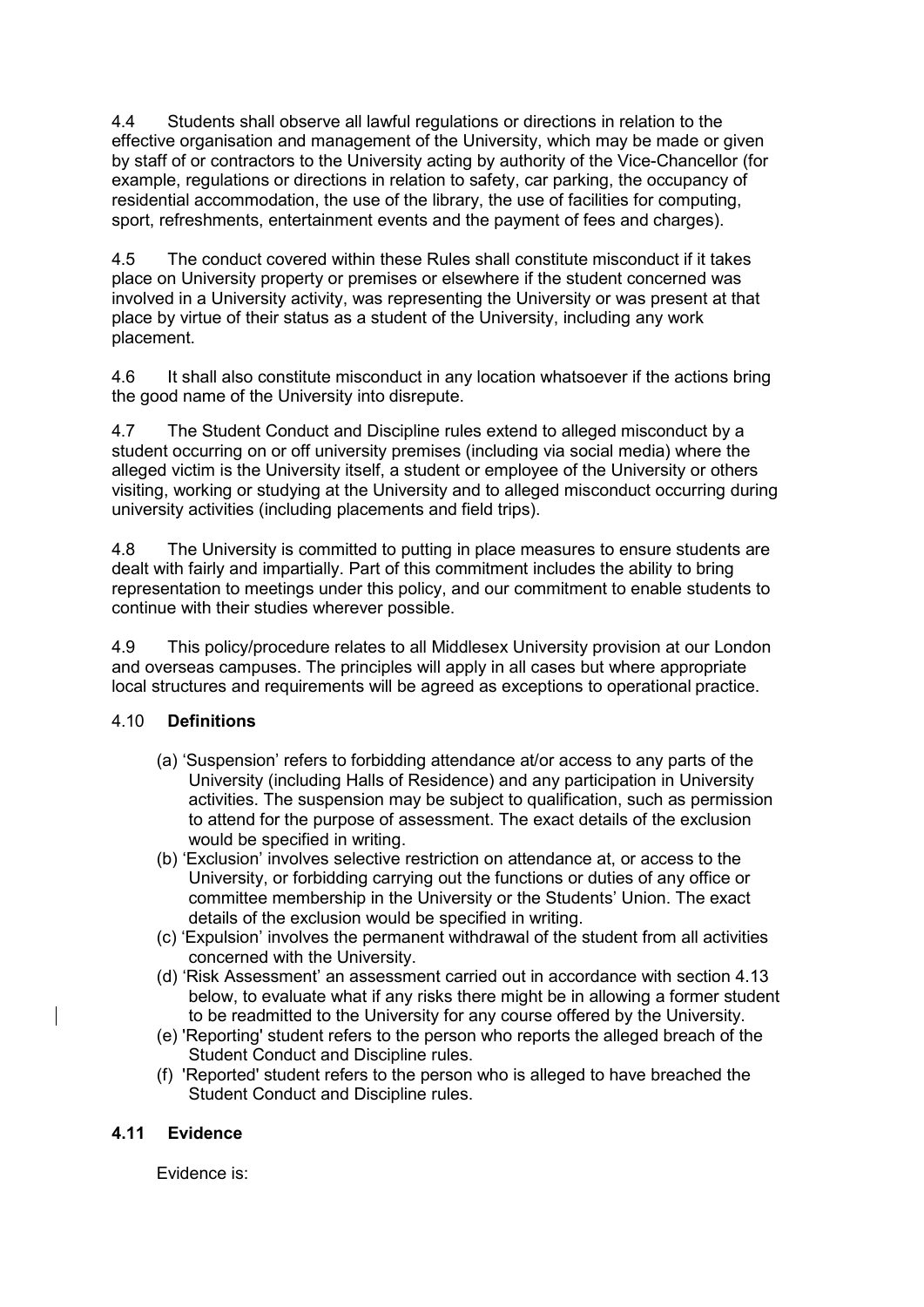4.4 Students shall observe all lawful regulations or directions in relation to the effective organisation and management of the University, which may be made or given by staff of or contractors to the University acting by authority of the Vice-Chancellor (for example, regulations or directions in relation to safety, car parking, the occupancy of residential accommodation, the use of the library, the use of facilities for computing, sport, refreshments, entertainment events and the payment of fees and charges).

4.5 The conduct covered within these Rules shall constitute misconduct if it takes place on University property or premises or elsewhere if the student concerned was involved in a University activity, was representing the University or was present at that place by virtue of their status as a student of the University, including any work placement.

4.6 It shall also constitute misconduct in any location whatsoever if the actions bring the good name of the University into disrepute.

4.7 The Student Conduct and Discipline rules extend to alleged misconduct by a student occurring on or off university premises (including via social media) where the alleged victim is the University itself, a student or employee of the University or others visiting, working or studying at the University and to alleged misconduct occurring during university activities (including placements and field trips).

4.8 The University is committed to putting in place measures to ensure students are dealt with fairly and impartially. Part of this commitment includes the ability to bring representation to meetings under this policy, and our commitment to enable students to continue with their studies wherever possible.

4.9 This policy/procedure relates to all Middlesex University provision at our London and overseas campuses. The principles will apply in all cases but where appropriate local structures and requirements will be agreed as exceptions to operational practice.

4.10 **Definitions**

(a) 'Suspension' refers to forbidding attendance at/or access to any parts of the University (including Halls of Residence) and any participation in University activities. The suspension may be subject to qualification, such as permission to attend for the purpose of assessment. The exact details of the exclusion would be specified in writing.
(b) 'Exclusion' involves selective restriction on attendance at, or access to the University, or forbidding carrying out the functions or duties of any office or committee membership in the University or the Students' Union. The exact details of the exclusion would be specified in writing.
(c) 'Expulsion' involves the permanent withdrawal of the student from all activities concerned with the University.
(d) 'Risk Assessment' an assessment carried out in accordance with section 4.13 below, to evaluate what if any risks there might be in allowing a former student to be readmitted to the University for any course offered by the University.
(e) 'Reporting' student refers to the person who reports the alleged breach of the Student Conduct and Discipline rules.
(f) 'Reported' student refers to the person who is alleged to have breached the Student Conduct and Discipline rules.

**4.11 Evidence**

Evidence is: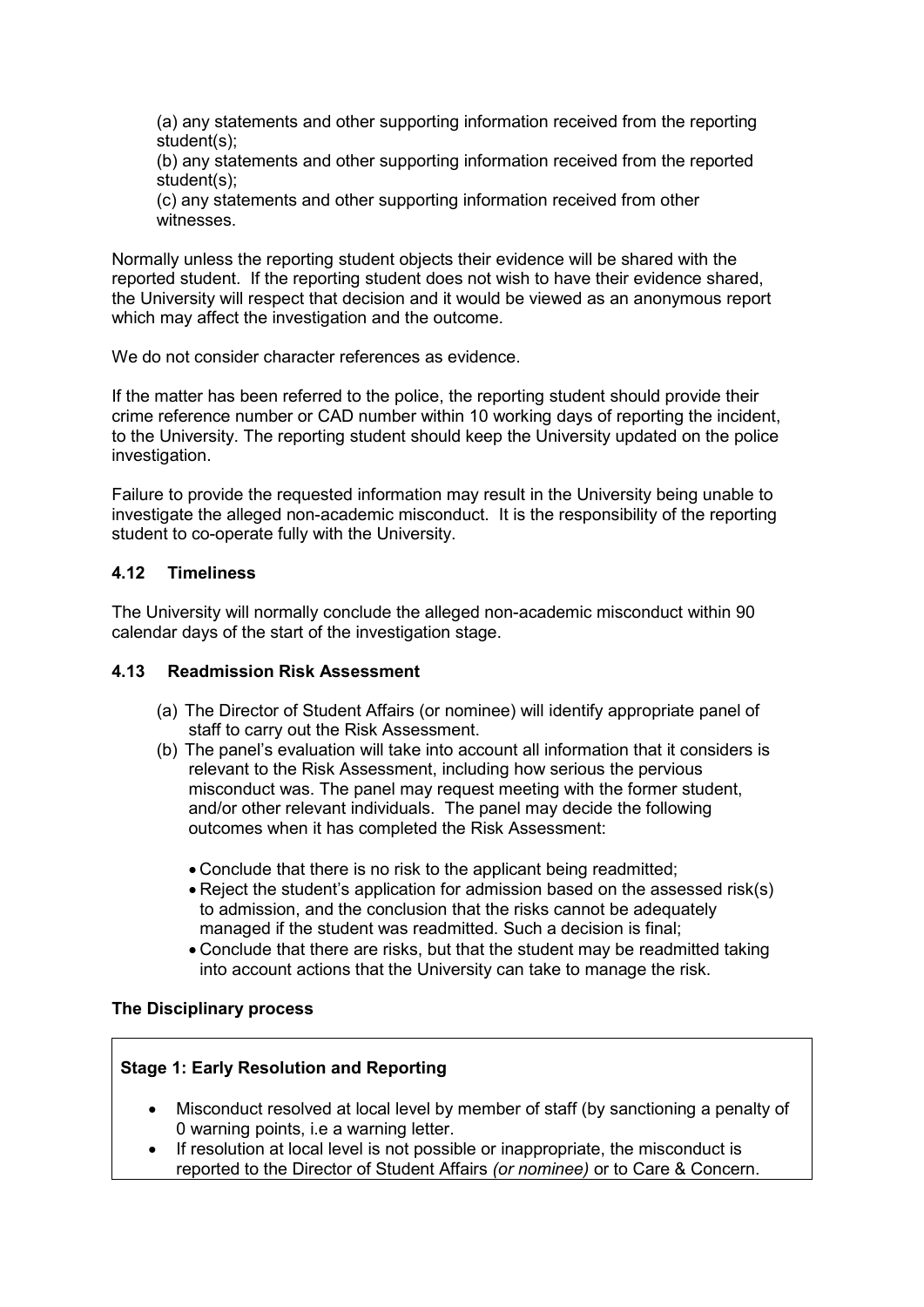(a) any statements and other supporting information received from the reporting student(s);

(b) any statements and other supporting information received from the reported student(s);

(c) any statements and other supporting information received from other witnesses.

Normally unless the reporting student objects their evidence will be shared with the reported student. If the reporting student does not wish to have their evidence shared, the University will respect that decision and it would be viewed as an anonymous report which may affect the investigation and the outcome.

We do not consider character references as evidence.

If the matter has been referred to the police, the reporting student should provide their crime reference number or CAD number within 10 working days of reporting the incident, to the University. The reporting student should keep the University updated on the police investigation.

Failure to provide the requested information may result in the University being unable to investigate the alleged non-academic misconduct. It is the responsibility of the reporting student to co-operate fully with the University.

### 4.12 Timeliness

The University will normally conclude the alleged non-academic misconduct within 90 calendar days of the start of the investigation stage.

### 4.13 Readmission Risk Assessment

(a) The Director of Student Affairs (or nominee) will identify appropriate panel of staff to carry out the Risk Assessment.

(b) The panel's evaluation will take into account all information that it considers is relevant to the Risk Assessment, including how serious the pervious misconduct was. The panel may request meeting with the former student, and/or other relevant individuals. The panel may decide the following outcomes when it has completed the Risk Assessment:

- Conclude that there is no risk to the applicant being readmitted;
- Reject the student's application for admission based on the assessed risk(s) to admission, and the conclusion that the risks cannot be adequately managed if the student was readmitted. Such a decision is final;
- Conclude that there are risks, but that the student may be readmitted taking into account actions that the University can take to manage the risk.

**The Disciplinary process**

**Stage 1: Early Resolution and Reporting**

- Misconduct resolved at local level by member of staff (by sanctioning a penalty of 0 warning points, i.e a warning letter.
- If resolution at local level is not possible or inappropriate, the misconduct is reported to the Director of Student Affairs *(or nominee)* or to Care & Concern.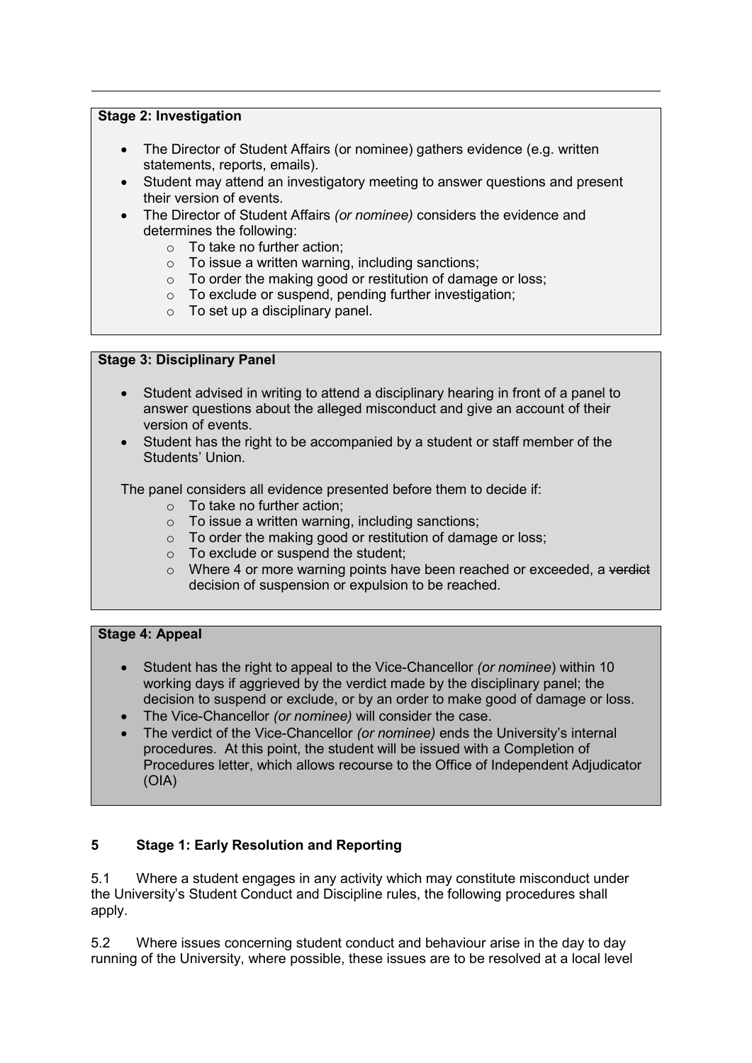**Stage 2: Investigation**

- The Director of Student Affairs (or nominee) gathers evidence (e.g. written statements, reports, emails).
- Student may attend an investigatory meeting to answer questions and present their version of events.
- The Director of Student Affairs *(or nominee)* considers the evidence and determines the following:
    - To take no further action;
    - To issue a written warning, including sanctions;
    - To order the making good or restitution of damage or loss;
    - To exclude or suspend, pending further investigation;
    - To set up a disciplinary panel.

**Stage 3: Disciplinary Panel**

- Student advised in writing to attend a disciplinary hearing in front of a panel to answer questions about the alleged misconduct and give an account of their version of events.
- Student has the right to be accompanied by a student or staff member of the Students' Union.

The panel considers all evidence presented before them to decide if:

- To take no further action;
- To issue a written warning, including sanctions;
- To order the making good or restitution of damage or loss;
- To exclude or suspend the student;
- Where 4 or more warning points have been reached or exceeded, a ~~verdict~~ decision of suspension or expulsion to be reached.

**Stage 4: Appeal**

- Student has the right to appeal to the Vice-Chancellor *(or nominee*) within 10 working days if aggrieved by the verdict made by the disciplinary panel; the decision to suspend or exclude, or by an order to make good of damage or loss.
- The Vice-Chancellor *(or nominee)* will consider the case.
- The verdict of the Vice-Chancellor *(or nominee)* ends the University's internal procedures. At this point, the student will be issued with a Completion of Procedures letter, which allows recourse to the Office of Independent Adjudicator (OIA)

## 5 Stage 1: Early Resolution and Reporting

5.1 Where a student engages in any activity which may constitute misconduct under the University's Student Conduct and Discipline rules, the following procedures shall apply.

5.2 Where issues concerning student conduct and behaviour arise in the day to day running of the University, where possible, these issues are to be resolved at a local level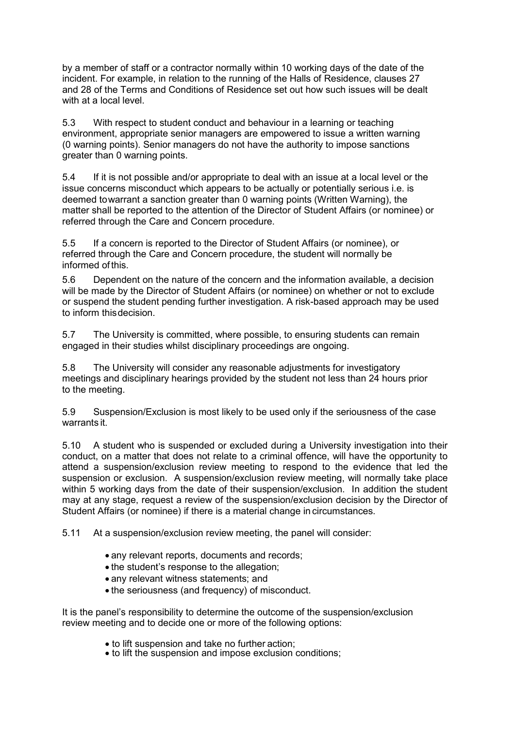by a member of staff or a contractor normally within 10 working days of the date of the incident. For example, in relation to the running of the Halls of Residence, clauses 27 and 28 of the Terms and Conditions of Residence set out how such issues will be dealt with at a local level.

5.3 With respect to student conduct and behaviour in a learning or teaching environment, appropriate senior managers are empowered to issue a written warning (0 warning points). Senior managers do not have the authority to impose sanctions greater than 0 warning points.

5.4 If it is not possible and/or appropriate to deal with an issue at a local level or the issue concerns misconduct which appears to be actually or potentially serious i.e. is deemed to warrant a sanction greater than 0 warning points (Written Warning), the matter shall be reported to the attention of the Director of Student Affairs (or nominee) or referred through the Care and Concern procedure.

5.5 If a concern is reported to the Director of Student Affairs (or nominee), or referred through the Care and Concern procedure, the student will normally be informed of this.

5.6 Dependent on the nature of the concern and the information available, a decision will be made by the Director of Student Affairs (or nominee) on whether or not to exclude or suspend the student pending further investigation. A risk-based approach may be used to inform this decision.

5.7 The University is committed, where possible, to ensuring students can remain engaged in their studies whilst disciplinary proceedings are ongoing.

5.8 The University will consider any reasonable adjustments for investigatory meetings and disciplinary hearings provided by the student not less than 24 hours prior to the meeting.

5.9 Suspension/Exclusion is most likely to be used only if the seriousness of the case warrants it.

5.10 A student who is suspended or excluded during a University investigation into their conduct, on a matter that does not relate to a criminal offence, will have the opportunity to attend a suspension/exclusion review meeting to respond to the evidence that led the suspension or exclusion. A suspension/exclusion review meeting, will normally take place within 5 working days from the date of their suspension/exclusion. In addition the student may at any stage, request a review of the suspension/exclusion decision by the Director of Student Affairs (or nominee) if there is a material change in circumstances.

5.11 At a suspension/exclusion review meeting, the panel will consider:

- any relevant reports, documents and records;
- the student's response to the allegation;
- any relevant witness statements; and
- the seriousness (and frequency) of misconduct.

It is the panel's responsibility to determine the outcome of the suspension/exclusion review meeting and to decide one or more of the following options:

- to lift suspension and take no further action;
- to lift the suspension and impose exclusion conditions;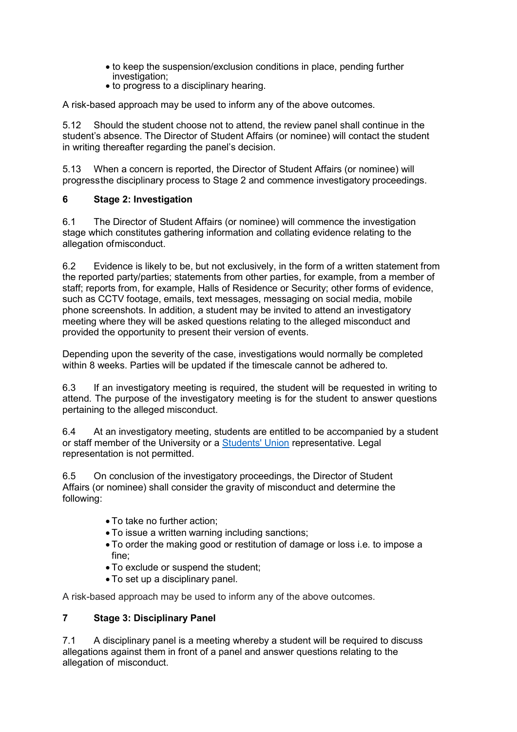- to keep the suspension/exclusion conditions in place, pending further investigation;
- to progress to a disciplinary hearing.

A risk-based approach may be used to inform any of the above outcomes.

5.12 Should the student choose not to attend, the review panel shall continue in the student's absence. The Director of Student Affairs (or nominee) will contact the student in writing thereafter regarding the panel's decision.

5.13 When a concern is reported, the Director of Student Affairs (or nominee) will progress the disciplinary process to Stage 2 and commence investigatory proceedings.

## 6 Stage 2: Investigation

6.1 The Director of Student Affairs (or nominee) will commence the investigation stage which constitutes gathering information and collating evidence relating to the allegation of misconduct.

6.2 Evidence is likely to be, but not exclusively, in the form of a written statement from the reported party/parties; statements from other parties, for example, from a member of staff; reports from, for example, Halls of Residence or Security; other forms of evidence, such as CCTV footage, emails, text messages, messaging on social media, mobile phone screenshots. In addition, a student may be invited to attend an investigatory meeting where they will be asked questions relating to the alleged misconduct and provided the opportunity to present their version of events.

Depending upon the severity of the case, investigations would normally be completed within 8 weeks. Parties will be updated if the timescale cannot be adhered to.

6.3 If an investigatory meeting is required, the student will be requested in writing to attend. The purpose of the investigatory meeting is for the student to answer questions pertaining to the alleged misconduct.

6.4 At an investigatory meeting, students are entitled to be accompanied by a student or staff member of the University or a Students' Union representative. Legal representation is not permitted.

6.5 On conclusion of the investigatory proceedings, the Director of Student Affairs (or nominee) shall consider the gravity of misconduct and determine the following:

- To take no further action;
- To issue a written warning including sanctions;
- To order the making good or restitution of damage or loss i.e. to impose a fine;
- To exclude or suspend the student;
- To set up a disciplinary panel.

A risk-based approach may be used to inform any of the above outcomes.

## 7 Stage 3: Disciplinary Panel

7.1 A disciplinary panel is a meeting whereby a student will be required to discuss allegations against them in front of a panel and answer questions relating to the allegation of misconduct.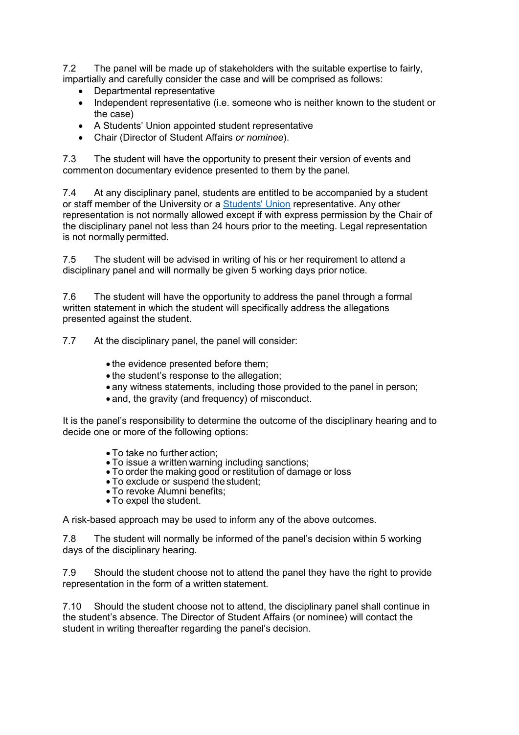7.2 The panel will be made up of stakeholders with the suitable expertise to fairly, impartially and carefully consider the case and will be comprised as follows:

- Departmental representative
- Independent representative (i.e. someone who is neither known to the student or the case)
- A Students' Union appointed student representative
- Chair (Director of Student Affairs *or nominee*).

7.3 The student will have the opportunity to present their version of events and commenton documentary evidence presented to them by the panel.

7.4 At any disciplinary panel, students are entitled to be accompanied by a student or staff member of the University or a Students' Union representative. Any other representation is not normally allowed except if with express permission by the Chair of the disciplinary panel not less than 24 hours prior to the meeting. Legal representation is not normally permitted.

7.5 The student will be advised in writing of his or her requirement to attend a disciplinary panel and will normally be given 5 working days prior notice.

7.6 The student will have the opportunity to address the panel through a formal written statement in which the student will specifically address the allegations presented against the student.

7.7 At the disciplinary panel, the panel will consider:

- the evidence presented before them;
- the student's response to the allegation;
- any witness statements, including those provided to the panel in person;
- and, the gravity (and frequency) of misconduct.

It is the panel's responsibility to determine the outcome of the disciplinary hearing and to decide one or more of the following options:

- To take no further action;
- To issue a written warning including sanctions;
- To order the making good or restitution of damage or loss
- To exclude or suspend the student;
- To revoke Alumni benefits;
- To expel the student.

A risk-based approach may be used to inform any of the above outcomes.

7.8 The student will normally be informed of the panel's decision within 5 working days of the disciplinary hearing.

7.9 Should the student choose not to attend the panel they have the right to provide representation in the form of a written statement.

7.10 Should the student choose not to attend, the disciplinary panel shall continue in the student's absence. The Director of Student Affairs (or nominee) will contact the student in writing thereafter regarding the panel's decision.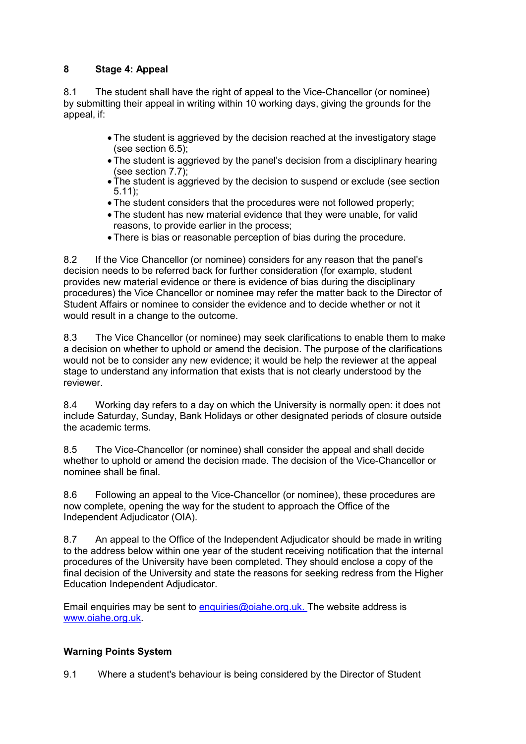## 8 Stage 4: Appeal

8.1 The student shall have the right of appeal to the Vice-Chancellor (or nominee) by submitting their appeal in writing within 10 working days, giving the grounds for the appeal, if:

- The student is aggrieved by the decision reached at the investigatory stage (see section 6.5);
- The student is aggrieved by the panel's decision from a disciplinary hearing (see section 7.7);
- The student is aggrieved by the decision to suspend or exclude (see section 5.11);
- The student considers that the procedures were not followed properly;
- The student has new material evidence that they were unable, for valid reasons, to provide earlier in the process;
- There is bias or reasonable perception of bias during the procedure.

8.2 If the Vice Chancellor (or nominee) considers for any reason that the panel's decision needs to be referred back for further consideration (for example, student provides new material evidence or there is evidence of bias during the disciplinary procedures) the Vice Chancellor or nominee may refer the matter back to the Director of Student Affairs or nominee to consider the evidence and to decide whether or not it would result in a change to the outcome.

8.3 The Vice Chancellor (or nominee) may seek clarifications to enable them to make a decision on whether to uphold or amend the decision. The purpose of the clarifications would not be to consider any new evidence; it would be help the reviewer at the appeal stage to understand any information that exists that is not clearly understood by the reviewer.

8.4 Working day refers to a day on which the University is normally open: it does not include Saturday, Sunday, Bank Holidays or other designated periods of closure outside the academic terms.

8.5 The Vice-Chancellor (or nominee) shall consider the appeal and shall decide whether to uphold or amend the decision made. The decision of the Vice-Chancellor or nominee shall be final.

8.6 Following an appeal to the Vice-Chancellor (or nominee), these procedures are now complete, opening the way for the student to approach the Office of the Independent Adjudicator (OIA).

8.7 An appeal to the Office of the Independent Adjudicator should be made in writing to the address below within one year of the student receiving notification that the internal procedures of the University have been completed. They should enclose a copy of the final decision of the University and state the reasons for seeking redress from the Higher Education Independent Adjudicator.

Email enquiries may be sent to enquiries@oiahe.org.uk. The website address is www.oiahe.org.uk.

## Warning Points System

9.1 Where a student's behaviour is being considered by the Director of Student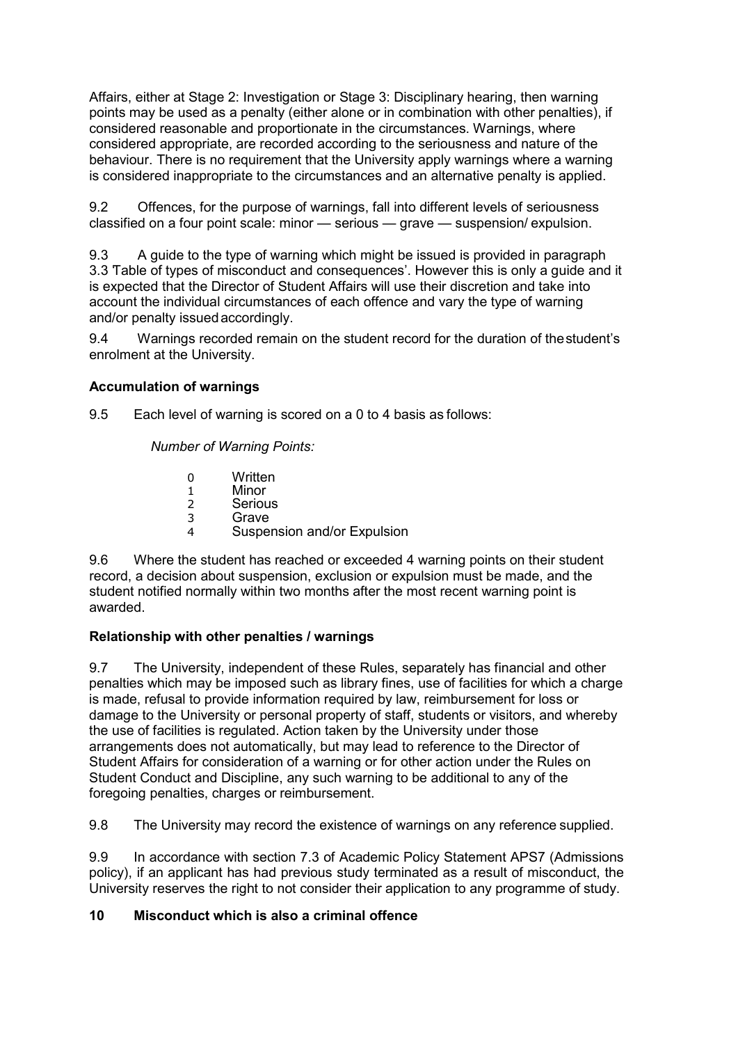Affairs, either at Stage 2: Investigation or Stage 3: Disciplinary hearing, then warning points may be used as a penalty (either alone or in combination with other penalties), if considered reasonable and proportionate in the circumstances. Warnings, where considered appropriate, are recorded according to the seriousness and nature of the behaviour. There is no requirement that the University apply warnings where a warning is considered inappropriate to the circumstances and an alternative penalty is applied.

9.2 Offences, for the purpose of warnings, fall into different levels of seriousness classified on a four point scale: minor — serious — grave — suspension/ expulsion.

9.3 A guide to the type of warning which might be issued is provided in paragraph 3.3 'Table of types of misconduct and consequences'. However this is only a guide and it is expected that the Director of Student Affairs will use their discretion and take into account the individual circumstances of each offence and vary the type of warning and/or penalty issued accordingly.

9.4 Warnings recorded remain on the student record for the duration of the student's enrolment at the University.

**Accumulation of warnings**

9.5 Each level of warning is scored on a 0 to 4 basis as follows:

*Number of Warning Points:*

| | |
|---|---|
| 0 | Written |
| 1 | Minor |
| 2 | Serious |
| 3 | Grave |
| 4 | Suspension and/or Expulsion |

9.6 Where the student has reached or exceeded 4 warning points on their student record, a decision about suspension, exclusion or expulsion must be made, and the student notified normally within two months after the most recent warning point is awarded.

**Relationship with other penalties / warnings**

9.7 The University, independent of these Rules, separately has financial and other penalties which may be imposed such as library fines, use of facilities for which a charge is made, refusal to provide information required by law, reimbursement for loss or damage to the University or personal property of staff, students or visitors, and whereby the use of facilities is regulated. Action taken by the University under those arrangements does not automatically, but may lead to reference to the Director of Student Affairs for consideration of a warning or for other action under the Rules on Student Conduct and Discipline, any such warning to be additional to any of the foregoing penalties, charges or reimbursement.

9.8 The University may record the existence of warnings on any reference supplied.

9.9 In accordance with section 7.3 of Academic Policy Statement APS7 (Admissions policy), if an applicant has had previous study terminated as a result of misconduct, the University reserves the right to not consider their application to any programme of study.

**10 Misconduct which is also a criminal offence**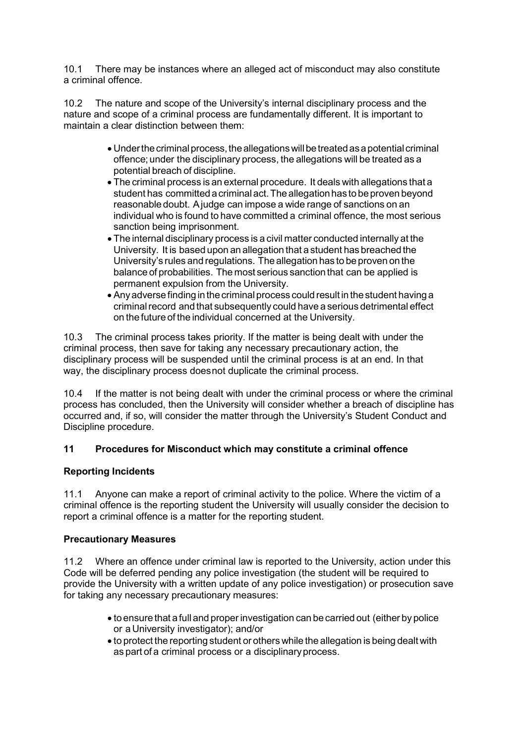10.1 There may be instances where an alleged act of misconduct may also constitute a criminal offence.

10.2 The nature and scope of the University's internal disciplinary process and the nature and scope of a criminal process are fundamentally different. It is important to maintain a clear distinction between them:

- Under the criminal process, the allegations will be treated as a potential criminal offence; under the disciplinary process, the allegations will be treated as a potential breach of discipline.
- The criminal process is an external procedure. It deals with allegations that a student has committed a criminal act. The allegation has to be proven beyond reasonable doubt. A judge can impose a wide range of sanctions on an individual who is found to have committed a criminal offence, the most serious sanction being imprisonment.
- The internal disciplinary process is a civil matter conducted internally at the University. It is based upon an allegation that a student has breached the University's rules and regulations. The allegation has to be proven on the balance of probabilities. The most serious sanction that can be applied is permanent expulsion from the University.
- Any adverse finding in the criminal process could result in the student having a criminal record and that subsequently could have a serious detrimental effect on the future of the individual concerned at the University.

10.3 The criminal process takes priority. If the matter is being dealt with under the criminal process, then save for taking any necessary precautionary action, the disciplinary process will be suspended until the criminal process is at an end. In that way, the disciplinary process does not duplicate the criminal process.

10.4 If the matter is not being dealt with under the criminal process or where the criminal process has concluded, then the University will consider whether a breach of discipline has occurred and, if so, will consider the matter through the University's Student Conduct and Discipline procedure.

## 11 Procedures for Misconduct which may constitute a criminal offence

### Reporting Incidents

11.1 Anyone can make a report of criminal activity to the police. Where the victim of a criminal offence is the reporting student the University will usually consider the decision to report a criminal offence is a matter for the reporting student.

### Precautionary Measures

11.2 Where an offence under criminal law is reported to the University, action under this Code will be deferred pending any police investigation (the student will be required to provide the University with a written update of any police investigation) or prosecution save for taking any necessary precautionary measures:

- to ensure that a full and proper investigation can be carried out (either by police or a University investigator); and/or
- to protect the reporting student or others while the allegation is being dealt with as part of a criminal process or a disciplinary process.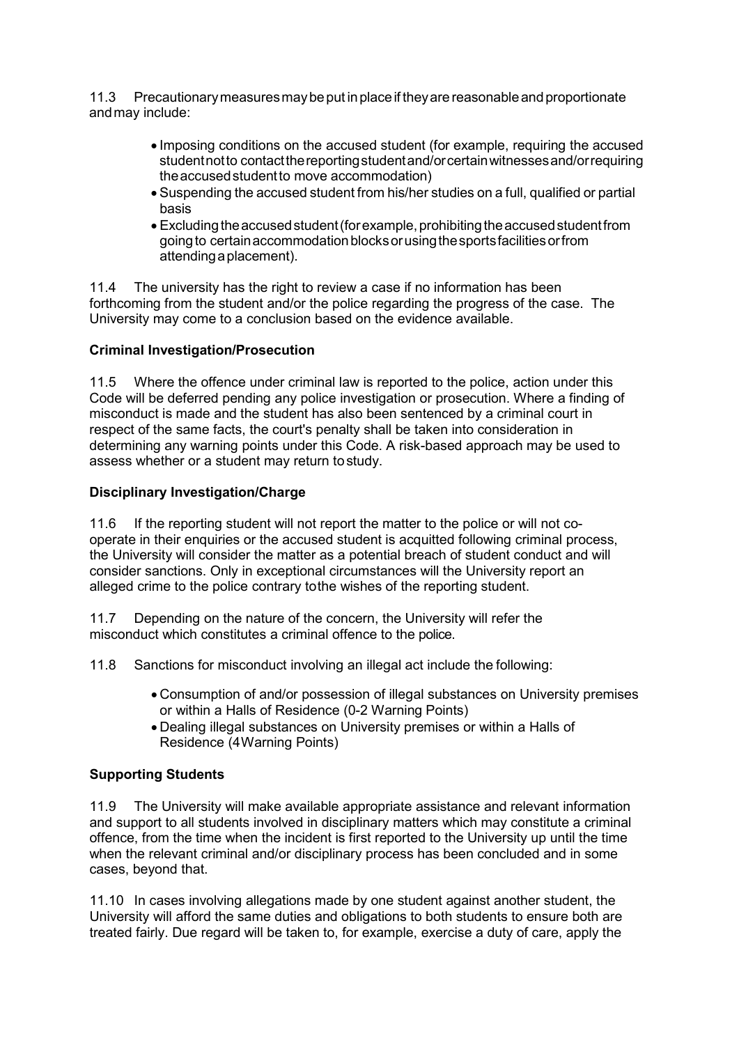11.3 Precautionary measures may be put in place if they are reasonable and proportionate and may include:

- Imposing conditions on the accused student (for example, requiring the accused student not to contact the reporting student and/or certain witnesses and/or requiring the accused student to move accommodation)
- Suspending the accused student from his/her studies on a full, qualified or partial basis
- Excluding the accused student (for example, prohibiting the accused student from going to certain accommodation blocks or using the sports facilities or from attending a placement).

11.4 The university has the right to review a case if no information has been forthcoming from the student and/or the police regarding the progress of the case. The University may come to a conclusion based on the evidence available.

**Criminal Investigation/Prosecution**

11.5 Where the offence under criminal law is reported to the police, action under this Code will be deferred pending any police investigation or prosecution. Where a finding of misconduct is made and the student has also been sentenced by a criminal court in respect of the same facts, the court's penalty shall be taken into consideration in determining any warning points under this Code. A risk-based approach may be used to assess whether or a student may return to study.

**Disciplinary Investigation/Charge**

11.6 If the reporting student will not report the matter to the police or will not co-operate in their enquiries or the accused student is acquitted following criminal process, the University will consider the matter as a potential breach of student conduct and will consider sanctions. Only in exceptional circumstances will the University report an alleged crime to the police contrary to the wishes of the reporting student.

11.7 Depending on the nature of the concern, the University will refer the misconduct which constitutes a criminal offence to the police.

11.8 Sanctions for misconduct involving an illegal act include the following:

- Consumption of and/or possession of illegal substances on University premises or within a Halls of Residence (0-2 Warning Points)
- Dealing illegal substances on University premises or within a Halls of Residence (4 Warning Points)

**Supporting Students**

11.9 The University will make available appropriate assistance and relevant information and support to all students involved in disciplinary matters which may constitute a criminal offence, from the time when the incident is first reported to the University up until the time when the relevant criminal and/or disciplinary process has been concluded and in some cases, beyond that.

11.10 In cases involving allegations made by one student against another student, the University will afford the same duties and obligations to both students to ensure both are treated fairly. Due regard will be taken to, for example, exercise a duty of care, apply the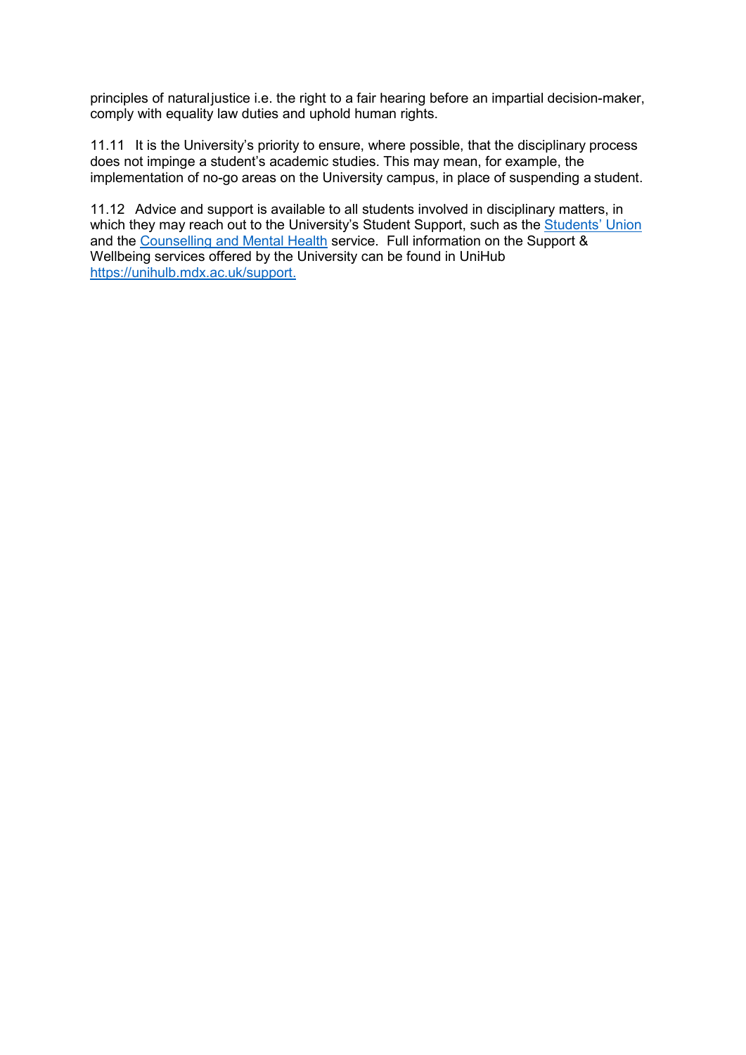principles of natural justice i.e. the right to a fair hearing before an impartial decision-maker, comply with equality law duties and uphold human rights.

11.11 It is the University's priority to ensure, where possible, that the disciplinary process does not impinge a student's academic studies. This may mean, for example, the implementation of no-go areas on the University campus, in place of suspending a student.

11.12 Advice and support is available to all students involved in disciplinary matters, in which they may reach out to the University's Student Support, such as the [Students' Union]() and the [Counselling and Mental Health]() service. Full information on the Support & Wellbeing services offered by the University can be found in UniHub [https://unihulb.mdx.ac.uk/support.](https://unihulb.mdx.ac.uk/support.)